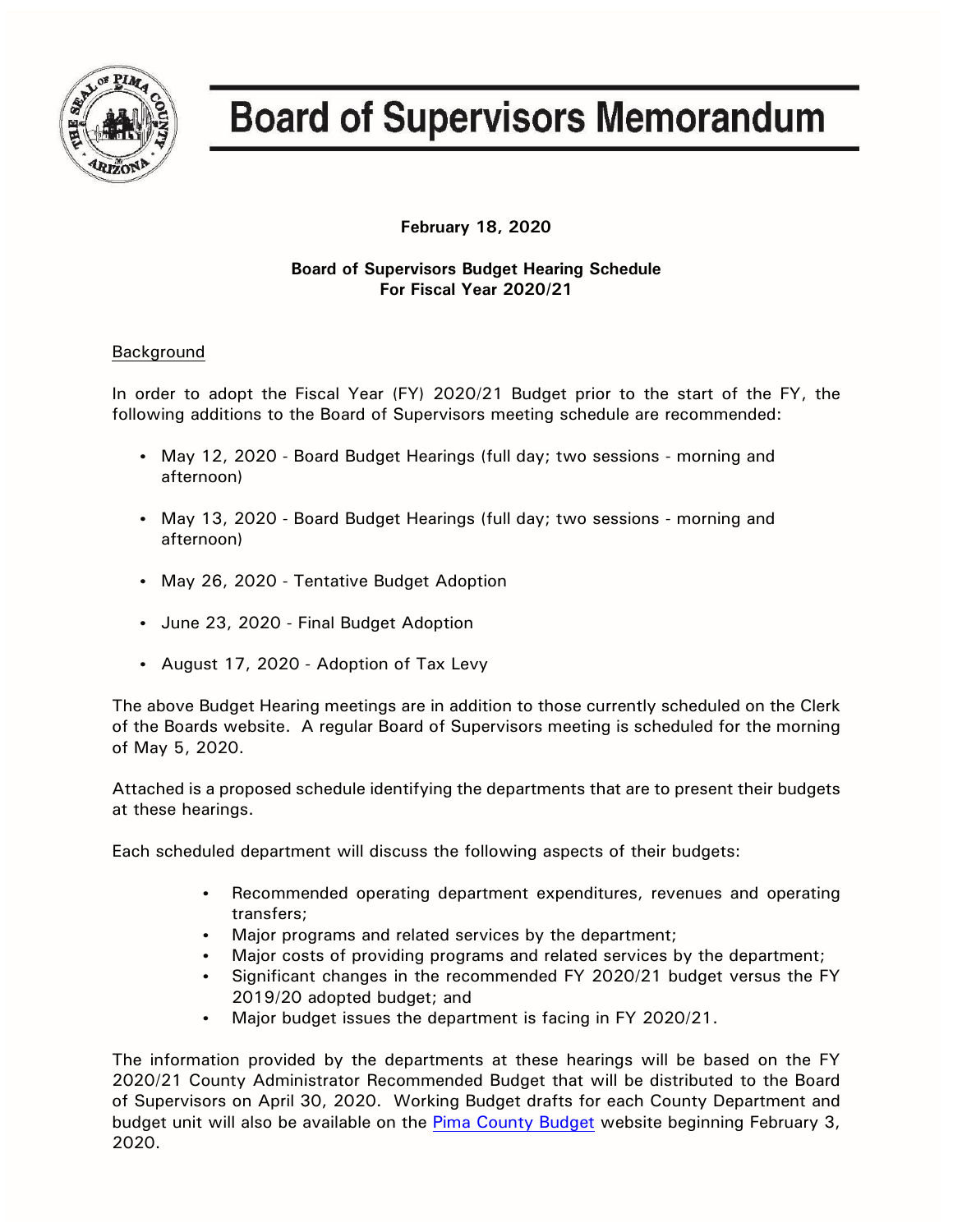# Board of Supervisors Memorandum

**February 18, 2020**

**Board of Supervisors Budget Hearing Schedule**
**For Fiscal Year 2020/21**

## Background

In order to adopt the Fiscal Year (FY) 2020/21 Budget prior to the start of the FY, the following additions to the Board of Supervisors meeting schedule are recommended:

- May 12, 2020 - Board Budget Hearings (full day; two sessions - morning and afternoon)
- May 13, 2020 - Board Budget Hearings (full day; two sessions - morning and afternoon)
- May 26, 2020 - Tentative Budget Adoption
- June 23, 2020 - Final Budget Adoption
- August 17, 2020 - Adoption of Tax Levy

The above Budget Hearing meetings are in addition to those currently scheduled on the Clerk of the Boards website. A regular Board of Supervisors meeting is scheduled for the morning of May 5, 2020.

Attached is a proposed schedule identifying the departments that are to present their budgets at these hearings.

Each scheduled department will discuss the following aspects of their budgets:

- Recommended operating department expenditures, revenues and operating transfers;
- Major programs and related services by the department;
- Major costs of providing programs and related services by the department;
- Significant changes in the recommended FY 2020/21 budget versus the FY 2019/20 adopted budget; and
- Major budget issues the department is facing in FY 2020/21.

The information provided by the departments at these hearings will be based on the FY 2020/21 County Administrator Recommended Budget that will be distributed to the Board of Supervisors on April 30, 2020. Working Budget drafts for each County Department and budget unit will also be available on the Pima County Budget website beginning February 3, 2020.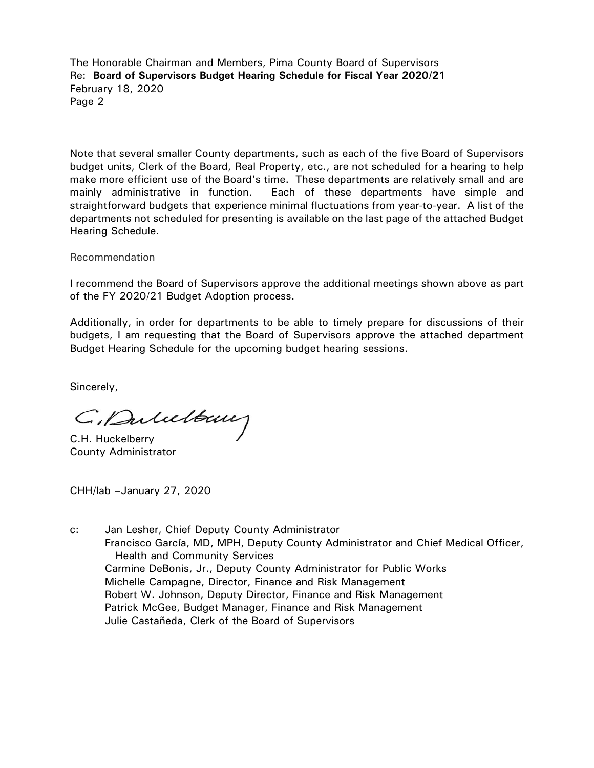Note that several smaller County departments, such as each of the five Board of Supervisors budget units, Clerk of the Board, Real Property, etc., are not scheduled for a hearing to help make more efficient use of the Board's time. These departments are relatively small and are mainly administrative in function. Each of these departments have simple and straightforward budgets that experience minimal fluctuations from year-to-year. A list of the departments not scheduled for presenting is available on the last page of the attached Budget Hearing Schedule.

Recommendation

I recommend the Board of Supervisors approve the additional meetings shown above as part of the FY 2020/21 Budget Adoption process.

Additionally, in order for departments to be able to timely prepare for discussions of their budgets, I am requesting that the Board of Supervisors approve the attached department Budget Hearing Schedule for the upcoming budget hearing sessions.

Sincerely,

C.H. Huckelberry
County Administrator

CHH/lab –January 27, 2020

c: Jan Lesher, Chief Deputy County Administrator
Francisco García, MD, MPH, Deputy County Administrator and Chief Medical Officer, Health and Community Services
Carmine DeBonis, Jr., Deputy County Administrator for Public Works
Michelle Campagne, Director, Finance and Risk Management
Robert W. Johnson, Deputy Director, Finance and Risk Management
Patrick McGee, Budget Manager, Finance and Risk Management
Julie Castañeda, Clerk of the Board of Supervisors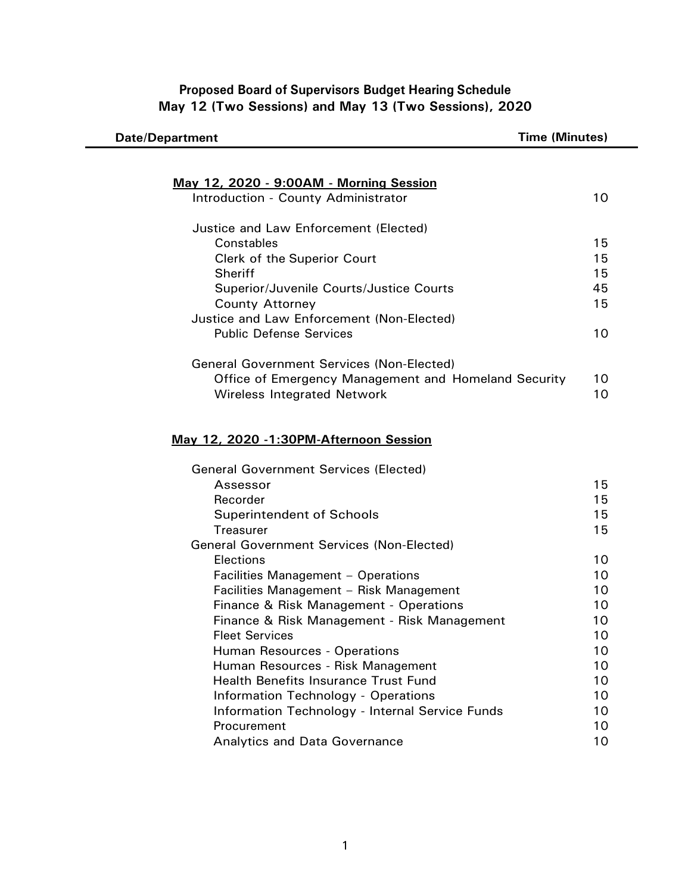**Proposed Board of Supervisors Budget Hearing Schedule**
**May 12 (Two Sessions) and May 13 (Two Sessions), 2020**

| Date/Department | Time (Minutes) |
|---|---|
| **May 12, 2020 - 9:00AM - Morning Session** | |
| Introduction - County Administrator | 10 |
| Justice and Law Enforcement (Elected) | |
| Constables | 15 |
| Clerk of the Superior Court | 15 |
| Sheriff | 15 |
| Superior/Juvenile Courts/Justice Courts | 45 |
| County Attorney | 15 |
| Justice and Law Enforcement (Non-Elected) | |
| Public Defense Services | 10 |
| General Government Services (Non-Elected) | |
| Office of Emergency Management and Homeland Security | 10 |
| Wireless Integrated Network | 10 |
| **May 12, 2020 -1:30PM-Afternoon Session** | |
| General Government Services (Elected) | |
| Assessor | 15 |
| Recorder | 15 |
| Superintendent of Schools | 15 |
| Treasurer | 15 |
| General Government Services (Non-Elected) | |
| Elections | 10 |
| Facilities Management – Operations | 10 |
| Facilities Management – Risk Management | 10 |
| Finance & Risk Management - Operations | 10 |
| Finance & Risk Management - Risk Management | 10 |
| Fleet Services | 10 |
| Human Resources - Operations | 10 |
| Human Resources - Risk Management | 10 |
| Health Benefits Insurance Trust Fund | 10 |
| Information Technology - Operations | 10 |
| Information Technology - Internal Service Funds | 10 |
| Procurement | 10 |
| Analytics and Data Governance | 10 |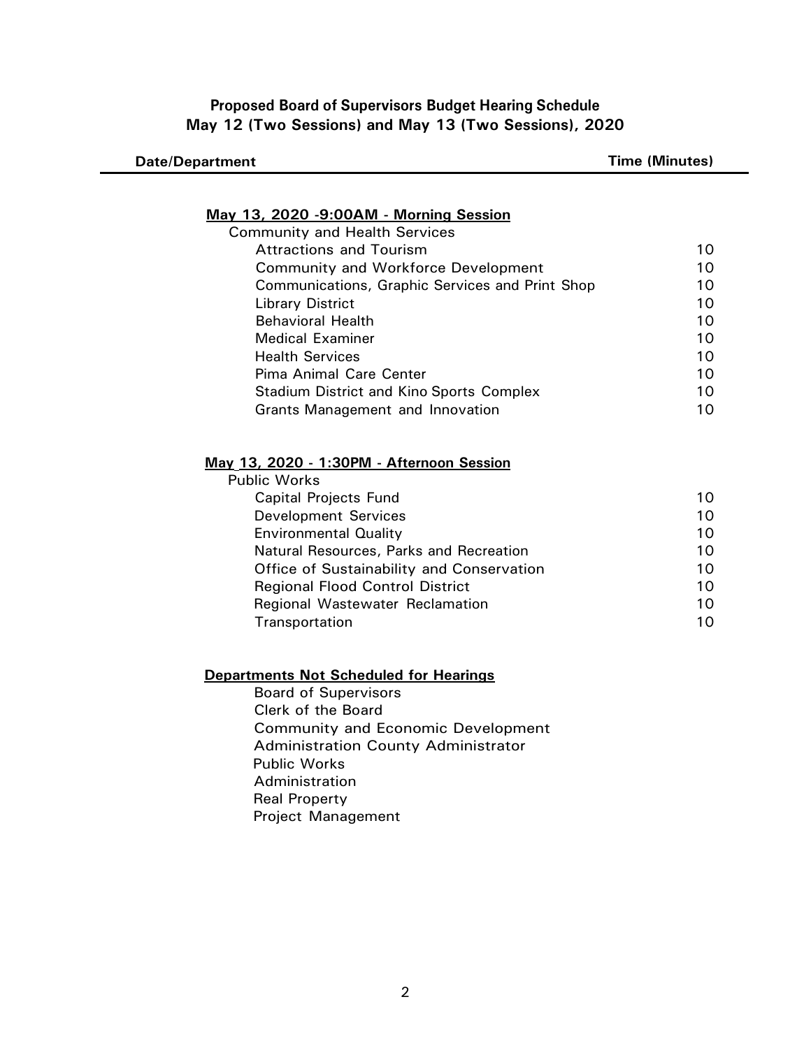**Proposed Board of Supervisors Budget Hearing Schedule**
**May 12 (Two Sessions) and May 13 (Two Sessions), 2020**

| Date/Department | Time (Minutes) |
| --- | --- |
| **May 13, 2020 -9:00AM - Morning Session** | |
| Community and Health Services | |
| Attractions and Tourism | 10 |
| Community and Workforce Development | 10 |
| Communications, Graphic Services and Print Shop | 10 |
| Library District | 10 |
| Behavioral Health | 10 |
| Medical Examiner | 10 |
| Health Services | 10 |
| Pima Animal Care Center | 10 |
| Stadium District and Kino Sports Complex | 10 |
| Grants Management and Innovation | 10 |
| **May 13, 2020 - 1:30PM - Afternoon Session** | |
| Public Works | |
| Capital Projects Fund | 10 |
| Development Services | 10 |
| Environmental Quality | 10 |
| Natural Resources, Parks and Recreation | 10 |
| Office of Sustainability and Conservation | 10 |
| Regional Flood Control District | 10 |
| Regional Wastewater Reclamation | 10 |
| Transportation | 10 |

**Departments Not Scheduled for Hearings**

Board of Supervisors
Clerk of the Board
Community and Economic Development
Administration County Administrator
Public Works
Administration
Real Property
Project Management